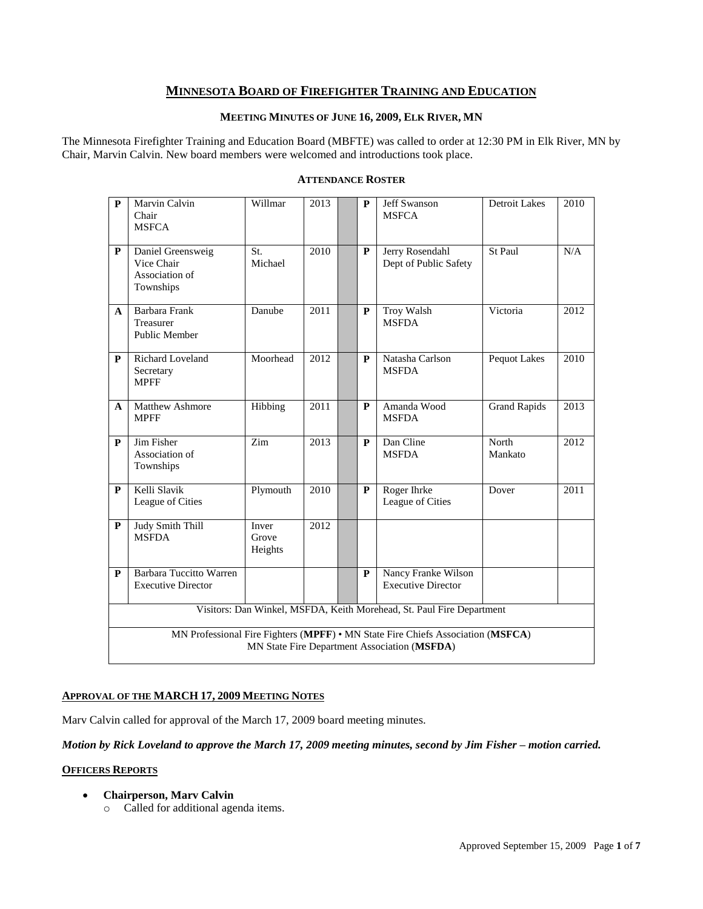# MINNESOTA BOARD OF FIREFIGHTER TRAINING AND EDUCATION

## MEETING MINUTES OF JUNE 16, 2009, ELK RIVER, MN

The Minnesota Firefighter Training and Education Board (MBFTE) was called to order at 12:30 PM in Elk River, MN by Chair, Marvin Calvin. New board members were welcomed and introductions took place.

### ATTENDANCE ROSTER

| | | | | | | | | |
|---|---|---|---|---|---|---|---|---|
| P | Marvin Calvin<br>Chair<br>MSFCA | Willmar | 2013 | | P | Jeff Swanson<br>MSFCA | Detroit Lakes | 2010 |
| P | Daniel Greensweig<br>Vice Chair<br>Association of Townships | St. Michael | 2010 | | P | Jerry Rosendahl<br>Dept of Public Safety | St Paul | N/A |
| A | Barbara Frank<br>Treasurer<br>Public Member | Danube | 2011 | | P | Troy Walsh<br>MSFDA | Victoria | 2012 |
| P | Richard Loveland<br>Secretary<br>MPFF | Moorhead | 2012 | | P | Natasha Carlson<br>MSFDA | Pequot Lakes | 2010 |
| A | Matthew Ashmore<br>MPFF | Hibbing | 2011 | | P | Amanda Wood<br>MSFDA | Grand Rapids | 2013 |
| P | Jim Fisher<br>Association of Townships | Zim | 2013 | | P | Dan Cline<br>MSFDA | North Mankato | 2012 |
| P | Kelli Slavik<br>League of Cities | Plymouth | 2010 | | P | Roger Ihrke<br>League of Cities | Dover | 2011 |
| P | Judy Smith Thill<br>MSFDA | Inver Grove Heights | 2012 | | | | | |
| P | Barbara Tuccitto Warren<br>Executive Director | | | | P | Nancy Franke Wilson<br>Executive Director | | |
| Visitors: Dan Winkel, MSFDA, Keith Morehead, St. Paul Fire Department | | | | | | | | |
| MN Professional Fire Fighters (**MPFF**) • MN State Fire Chiefs Association (**MSFCA**)<br>MN State Fire Department Association (**MSFDA**) | | | | | | | | |

## APPROVAL OF THE MARCH 17, 2009 MEETING NOTES

Marv Calvin called for approval of the March 17, 2009 board meeting minutes.

***Motion by Rick Loveland to approve the March 17, 2009 meeting minutes, second by Jim Fisher – motion carried.***

## OFFICERS REPORTS

- **Chairperson, Marv Calvin**
  - Called for additional agenda items.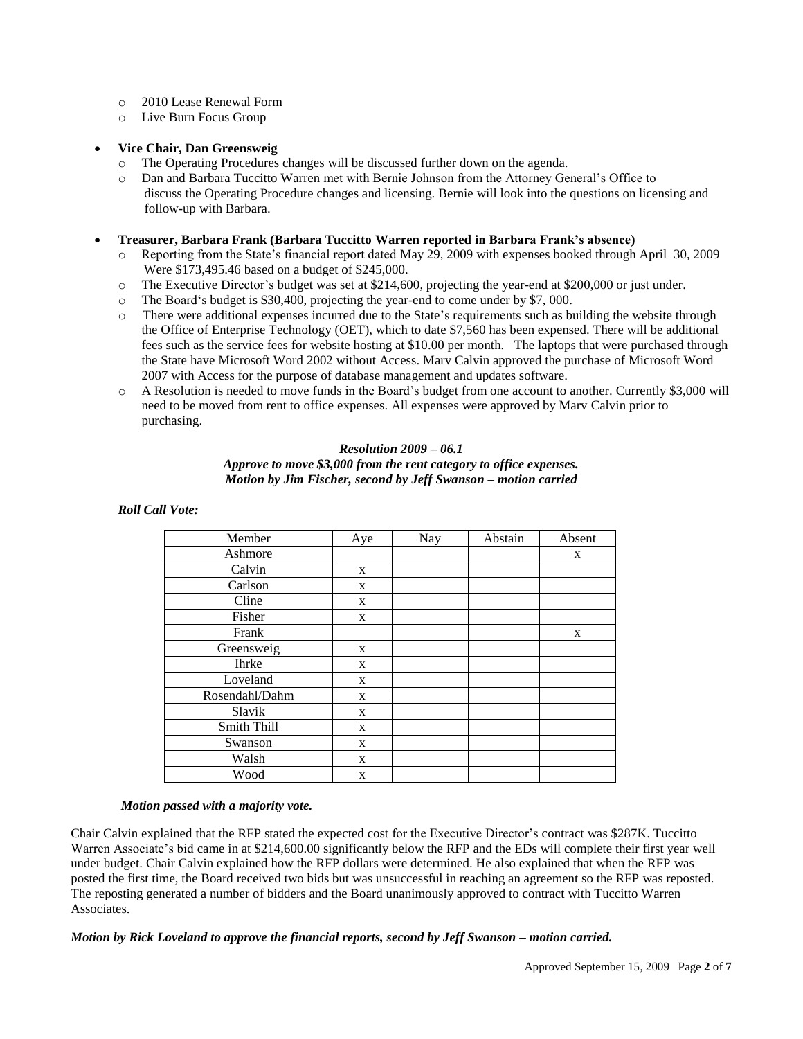- 2010 Lease Renewal Form
- Live Burn Focus Group

- **Vice Chair, Dan Greensweig**
  - The Operating Procedures changes will be discussed further down on the agenda.
  - Dan and Barbara Tuccitto Warren met with Bernie Johnson from the Attorney General's Office to discuss the Operating Procedure changes and licensing. Bernie will look into the questions on licensing and follow-up with Barbara.

- **Treasurer, Barbara Frank (Barbara Tuccitto Warren reported in Barbara Frank's absence)**
  - Reporting from the State's financial report dated May 29, 2009 with expenses booked through April 30, 2009 Were $173,495.46 based on a budget of $245,000.
  - The Executive Director's budget was set at $214,600, projecting the year-end at $200,000 or just under.
  - The Board's budget is $30,400, projecting the year-end to come under by $7, 000.
  - There were additional expenses incurred due to the State's requirements such as building the website through the Office of Enterprise Technology (OET), which to date $7,560 has been expensed. There will be additional fees such as the service fees for website hosting at $10.00 per month. The laptops that were purchased through the State have Microsoft Word 2002 without Access. Marv Calvin approved the purchase of Microsoft Word 2007 with Access for the purpose of database management and updates software.
  - A Resolution is needed to move funds in the Board's budget from one account to another. Currently $3,000 will need to be moved from rent to office expenses. All expenses were approved by Marv Calvin prior to purchasing.

***Resolution 2009 – 06.1***
***Approve to move $3,000 from the rent category to office expenses.***
***Motion by Jim Fischer, second by Jeff Swanson – motion carried***

***Roll Call Vote:***

| Member | Aye | Nay | Abstain | Absent |
|---|---|---|---|---|
| Ashmore | | | | x |
| Calvin | x | | | |
| Carlson | x | | | |
| Cline | x | | | |
| Fisher | x | | | |
| Frank | | | | x |
| Greensweig | x | | | |
| Ihrke | x | | | |
| Loveland | x | | | |
| Rosendahl/Dahm | x | | | |
| Slavik | x | | | |
| Smith Thill | x | | | |
| Swanson | x | | | |
| Walsh | x | | | |
| Wood | x | | | |

***Motion passed with a majority vote.***

Chair Calvin explained that the RFP stated the expected cost for the Executive Director's contract was $287K. Tuccitto Warren Associate's bid came in at $214,600.00 significantly below the RFP and the EDs will complete their first year well under budget. Chair Calvin explained how the RFP dollars were determined. He also explained that when the RFP was posted the first time, the Board received two bids but was unsuccessful in reaching an agreement so the RFP was reposted. The reposting generated a number of bidders and the Board unanimously approved to contract with Tuccitto Warren Associates.

***Motion by Rick Loveland to approve the financial reports, second by Jeff Swanson – motion carried.***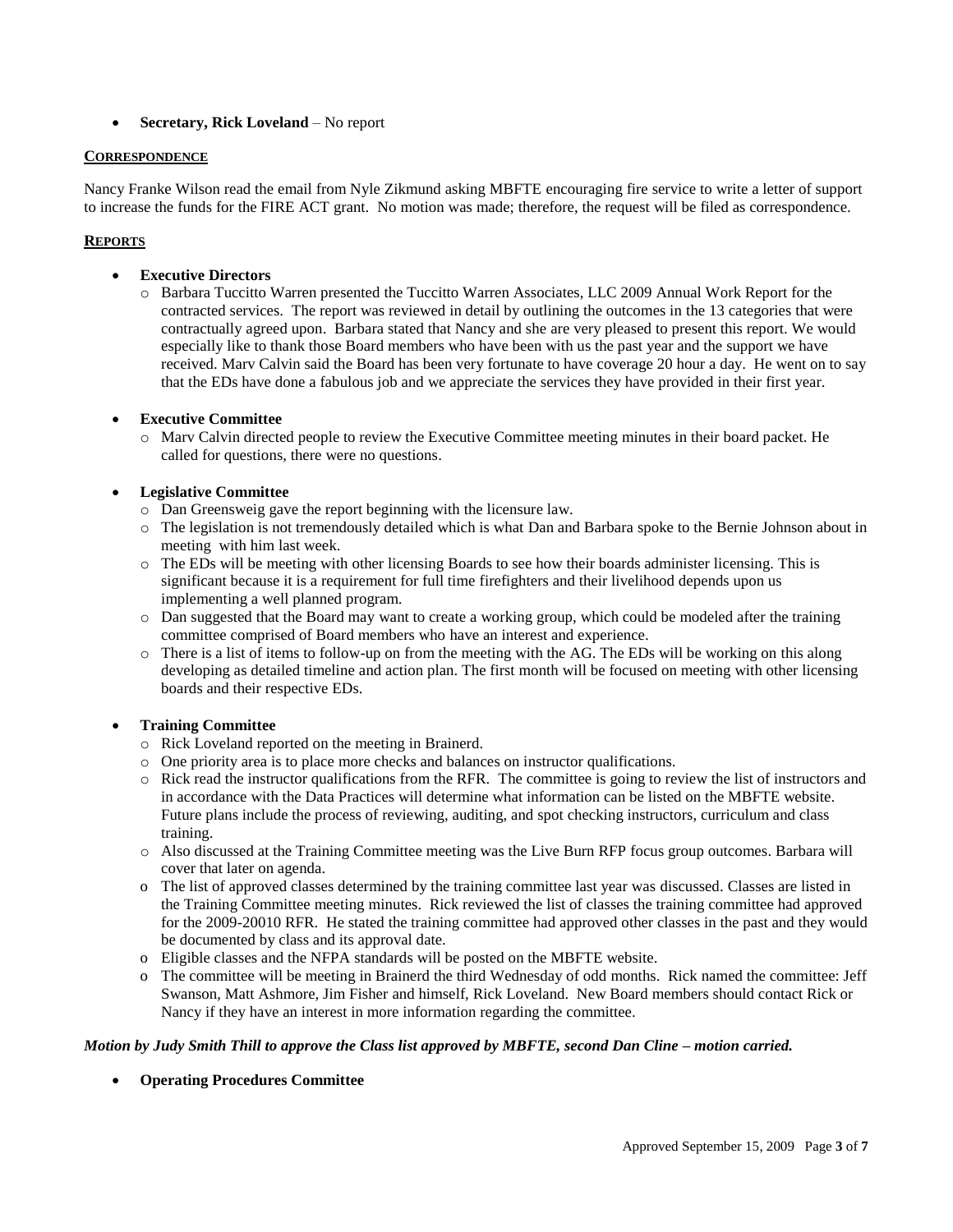- **Secretary, Rick Loveland** – No report

**CORRESPONDENCE**

Nancy Franke Wilson read the email from Nyle Zikmund asking MBFTE encouraging fire service to write a letter of support to increase the funds for the FIRE ACT grant. No motion was made; therefore, the request will be filed as correspondence.

**REPORTS**

- **Executive Directors**
  - Barbara Tuccitto Warren presented the Tuccitto Warren Associates, LLC 2009 Annual Work Report for the contracted services. The report was reviewed in detail by outlining the outcomes in the 13 categories that were contractually agreed upon. Barbara stated that Nancy and she are very pleased to present this report. We would especially like to thank those Board members who have been with us the past year and the support we have received. Marv Calvin said the Board has been very fortunate to have coverage 20 hour a day. He went on to say that the EDs have done a fabulous job and we appreciate the services they have provided in their first year.

- **Executive Committee**
  - Marv Calvin directed people to review the Executive Committee meeting minutes in their board packet. He called for questions, there were no questions.

- **Legislative Committee**
  - Dan Greensweig gave the report beginning with the licensure law.
  - The legislation is not tremendously detailed which is what Dan and Barbara spoke to the Bernie Johnson about in meeting with him last week.
  - The EDs will be meeting with other licensing Boards to see how their boards administer licensing. This is significant because it is a requirement for full time firefighters and their livelihood depends upon us implementing a well planned program.
  - Dan suggested that the Board may want to create a working group, which could be modeled after the training committee comprised of Board members who have an interest and experience.
  - There is a list of items to follow-up on from the meeting with the AG. The EDs will be working on this along developing as detailed timeline and action plan. The first month will be focused on meeting with other licensing boards and their respective EDs.

- **Training Committee**
  - Rick Loveland reported on the meeting in Brainerd.
  - One priority area is to place more checks and balances on instructor qualifications.
  - Rick read the instructor qualifications from the RFR. The committee is going to review the list of instructors and in accordance with the Data Practices will determine what information can be listed on the MBFTE website. Future plans include the process of reviewing, auditing, and spot checking instructors, curriculum and class training.
  - Also discussed at the Training Committee meeting was the Live Burn RFP focus group outcomes. Barbara will cover that later on agenda.
  - The list of approved classes determined by the training committee last year was discussed. Classes are listed in the Training Committee meeting minutes. Rick reviewed the list of classes the training committee had approved for the 2009-20010 RFR. He stated the training committee had approved other classes in the past and they would be documented by class and its approval date.
  - Eligible classes and the NFPA standards will be posted on the MBFTE website.
  - The committee will be meeting in Brainerd the third Wednesday of odd months. Rick named the committee: Jeff Swanson, Matt Ashmore, Jim Fisher and himself, Rick Loveland. New Board members should contact Rick or Nancy if they have an interest in more information regarding the committee.

***Motion by Judy Smith Thill to approve the Class list approved by MBFTE, second Dan Cline – motion carried.***

- **Operating Procedures Committee**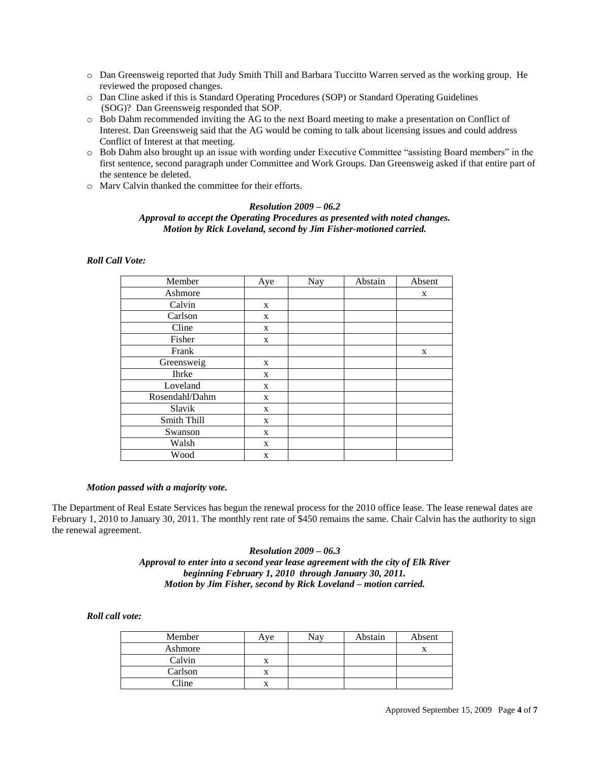- Dan Greensweig reported that Judy Smith Thill and Barbara Tuccitto Warren served as the working group. He reviewed the proposed changes.
- Dan Cline asked if this is Standard Operating Procedures (SOP) or Standard Operating Guidelines (SOG)? Dan Greensweig responded that SOP.
- Bob Dahm recommended inviting the AG to the next Board meeting to make a presentation on Conflict of Interest. Dan Greensweig said that the AG would be coming to talk about licensing issues and could address Conflict of Interest at that meeting.
- Bob Dahm also brought up an issue with wording under Executive Committee "assisting Board members" in the first sentence, second paragraph under Committee and Work Groups. Dan Greensweig asked if that entire part of the sentence be deleted.
- Marv Calvin thanked the committee for their efforts.

***Resolution 2009 – 06.2***
***Approval to accept the Operating Procedures as presented with noted changes.***
***Motion by Rick Loveland, second by Jim Fisher-motioned carried.***

***Roll Call Vote:***

| Member | Aye | Nay | Abstain | Absent |
|---|---|---|---|---|
| Ashmore | | | | x |
| Calvin | x | | | |
| Carlson | x | | | |
| Cline | x | | | |
| Fisher | x | | | |
| Frank | | | | x |
| Greensweig | x | | | |
| Ihrke | x | | | |
| Loveland | x | | | |
| Rosendahl/Dahm | x | | | |
| Slavik | x | | | |
| Smith Thill | x | | | |
| Swanson | x | | | |
| Walsh | x | | | |
| Wood | x | | | |

***Motion passed with a majority vote.***

The Department of Real Estate Services has begun the renewal process for the 2010 office lease. The lease renewal dates are February 1, 2010 to January 30, 2011. The monthly rent rate of $450 remains the same. Chair Calvin has the authority to sign the renewal agreement.

***Resolution 2009 – 06.3***
***Approval to enter into a second year lease agreement with the city of Elk River beginning February 1, 2010 through January 30, 2011.***
***Motion by Jim Fisher, second by Rick Loveland – motion carried.***

***Roll call vote:***

| Member | Aye | Nay | Abstain | Absent |
|---|---|---|---|---|
| Ashmore | | | | x |
| Calvin | x | | | |
| Carlson | x | | | |
| Cline | x | | | |

Approved September 15, 2009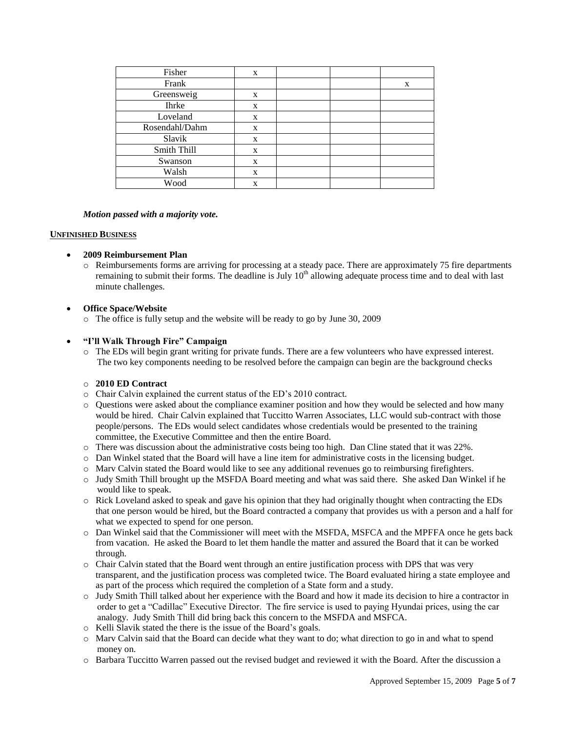| Fisher | x | | | |
|---|---|---|---|---|
| Frank | | | | x |
| Greensweig | x | | | |
| Ihrke | x | | | |
| Loveland | x | | | |
| Rosendahl/Dahm | x | | | |
| Slavik | x | | | |
| Smith Thill | x | | | |
| Swanson | x | | | |
| Walsh | x | | | |
| Wood | x | | | |

***Motion passed with a majority vote.***

**UNFINISHED BUSINESS**

- **2009 Reimbursement Plan**
  - Reimbursements forms are arriving for processing at a steady pace. There are approximately 75 fire departments remaining to submit their forms. The deadline is July 10th allowing adequate process time and to deal with last minute challenges.

- **Office Space/Website**
  - The office is fully setup and the website will be ready to go by June 30, 2009

- **"I'll Walk Through Fire" Campaign**
  - The EDs will begin grant writing for private funds. There are a few volunteers who have expressed interest. The two key components needing to be resolved before the campaign can begin are the background checks

  - **2010 ED Contract**
  - Chair Calvin explained the current status of the ED's 2010 contract.
  - Questions were asked about the compliance examiner position and how they would be selected and how many would be hired. Chair Calvin explained that Tuccitto Warren Associates, LLC would sub-contract with those people/persons. The EDs would select candidates whose credentials would be presented to the training committee, the Executive Committee and then the entire Board.
  - There was discussion about the administrative costs being too high. Dan Cline stated that it was 22%.
  - Dan Winkel stated that the Board will have a line item for administrative costs in the licensing budget.
  - Marv Calvin stated the Board would like to see any additional revenues go to reimbursing firefighters.
  - Judy Smith Thill brought up the MSFDA Board meeting and what was said there. She asked Dan Winkel if he would like to speak.
  - Rick Loveland asked to speak and gave his opinion that they had originally thought when contracting the EDs that one person would be hired, but the Board contracted a company that provides us with a person and a half for what we expected to spend for one person.
  - Dan Winkel said that the Commissioner will meet with the MSFDA, MSFCA and the MPFFA once he gets back from vacation. He asked the Board to let them handle the matter and assured the Board that it can be worked through.
  - Chair Calvin stated that the Board went through an entire justification process with DPS that was very transparent, and the justification process was completed twice. The Board evaluated hiring a state employee and as part of the process which required the completion of a State form and a study.
  - Judy Smith Thill talked about her experience with the Board and how it made its decision to hire a contractor in order to get a "Cadillac" Executive Director. The fire service is used to paying Hyundai prices, using the car analogy. Judy Smith Thill did bring back this concern to the MSFDA and MSFCA.
  - Kelli Slavik stated the there is the issue of the Board's goals.
  - Marv Calvin said that the Board can decide what they want to do; what direction to go in and what to spend money on.
  - Barbara Tuccitto Warren passed out the revised budget and reviewed it with the Board. After the discussion a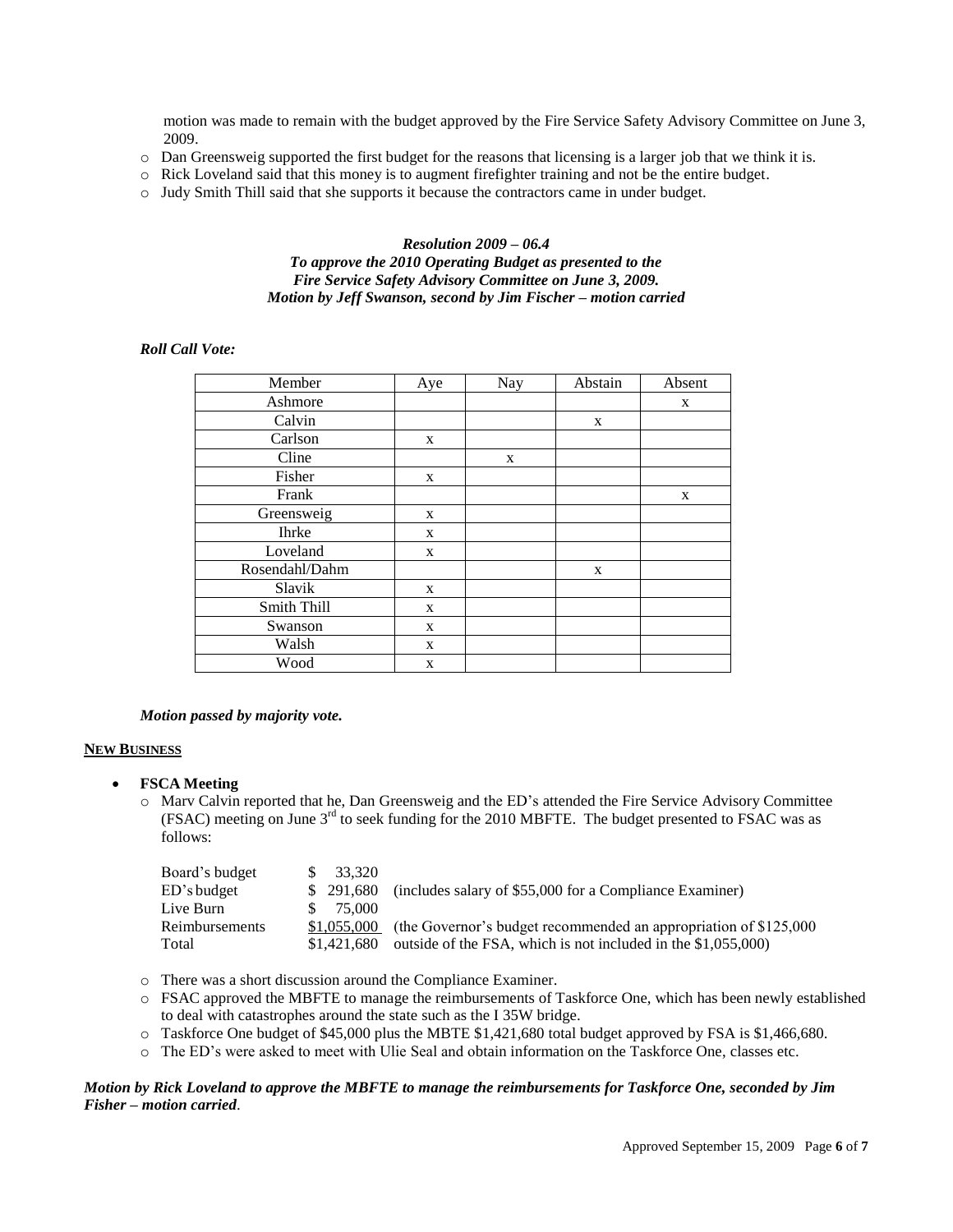motion was made to remain with the budget approved by the Fire Service Safety Advisory Committee on June 3, 2009.

- Dan Greensweig supported the first budget for the reasons that licensing is a larger job that we think it is.
- Rick Loveland said that this money is to augment firefighter training and not be the entire budget.
- Judy Smith Thill said that she supports it because the contractors came in under budget.

***Resolution 2009 – 06.4***
***To approve the 2010 Operating Budget as presented to the Fire Service Safety Advisory Committee on June 3, 2009.***
***Motion by Jeff Swanson, second by Jim Fischer – motion carried***

***Roll Call Vote:***

| Member | Aye | Nay | Abstain | Absent |
|---|---|---|---|---|
| Ashmore | | | | x |
| Calvin | | | x | |
| Carlson | x | | | |
| Cline | | x | | |
| Fisher | x | | | |
| Frank | | | | x |
| Greensweig | x | | | |
| Ihrke | x | | | |
| Loveland | x | | | |
| Rosendahl/Dahm | | | x | |
| Slavik | x | | | |
| Smith Thill | x | | | |
| Swanson | x | | | |
| Walsh | x | | | |
| Wood | x | | | |

***Motion passed by majority vote.***

## NEW BUSINESS

- **FSCA Meeting**
  - Marv Calvin reported that he, Dan Greensweig and the ED's attended the Fire Service Advisory Committee (FSAC) meeting on June 3rd to seek funding for the 2010 MBFTE. The budget presented to FSAC was as follows:

| | | |
|---|---|---|
| Board's budget | $ 33,320 | |
| ED's budget | $ 291,680 | (includes salary of $55,000 for a Compliance Examiner) |
| Live Burn | $ 75,000 | |
| Reimbursements | $1,055,000 | (the Governor's budget recommended an appropriation of $125,000 |
| Total | $1,421,680 | outside of the FSA, which is not included in the $1,055,000) |

  - There was a short discussion around the Compliance Examiner.
  - FSAC approved the MBFTE to manage the reimbursements of Taskforce One, which has been newly established to deal with catastrophes around the state such as the I 35W bridge.
  - Taskforce One budget of $45,000 plus the MBTE $1,421,680 total budget approved by FSA is $1,466,680.
  - The ED's were asked to meet with Ulie Seal and obtain information on the Taskforce One, classes etc.

***Motion by Rick Loveland to approve the MBFTE to manage the reimbursements for Taskforce One, seconded by Jim Fisher – motion carried**.*

Approved September 15, 2009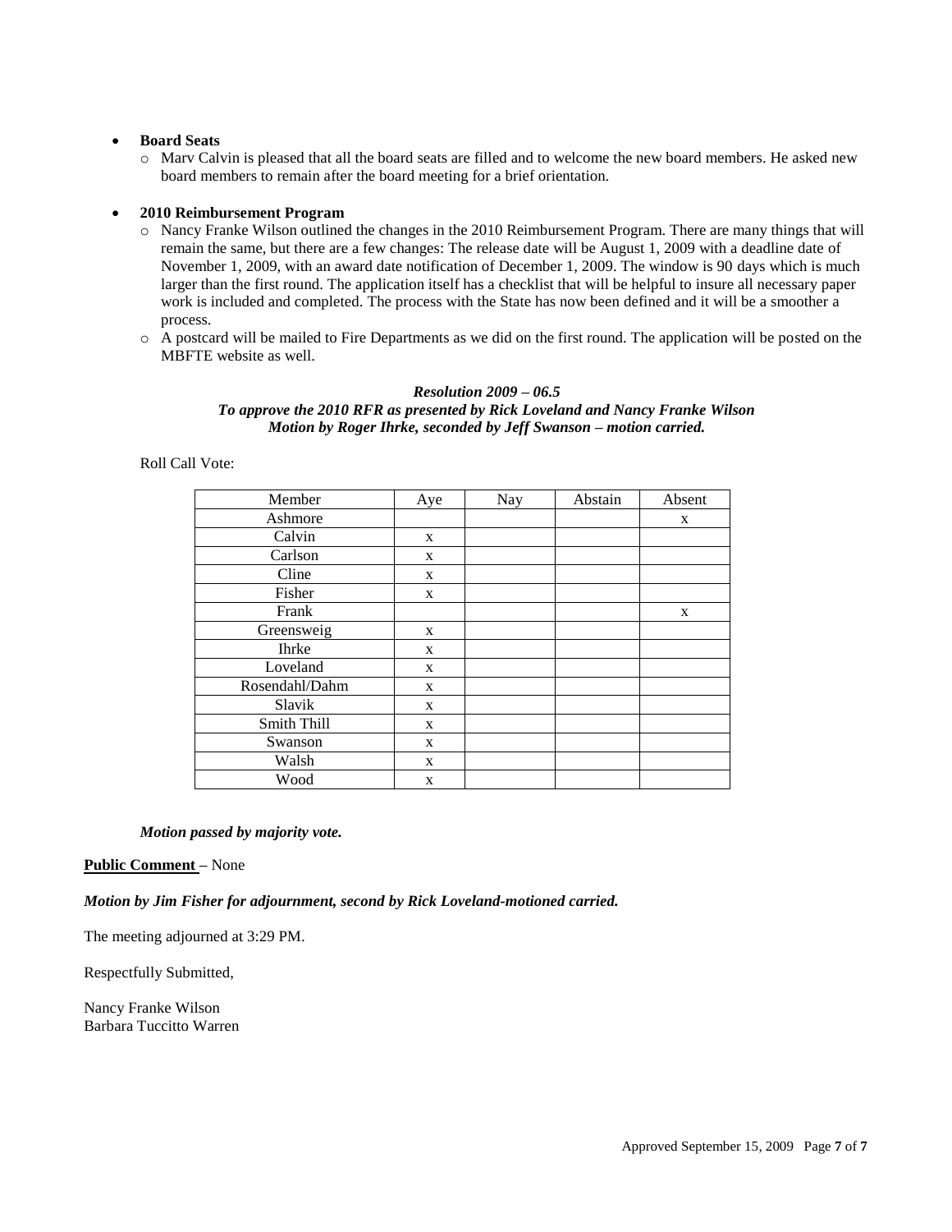- **Board Seats**
  - Marv Calvin is pleased that all the board seats are filled and to welcome the new board members. He asked new board members to remain after the board meeting for a brief orientation.

- **2010 Reimbursement Program**
  - Nancy Franke Wilson outlined the changes in the 2010 Reimbursement Program. There are many things that will remain the same, but there are a few changes: The release date will be August 1, 2009 with a deadline date of November 1, 2009, with an award date notification of December 1, 2009. The window is 90 days which is much larger than the first round. The application itself has a checklist that will be helpful to insure all necessary paper work is included and completed. The process with the State has now been defined and it will be a smoother a process.
  - A postcard will be mailed to Fire Departments as we did on the first round. The application will be posted on the MBFTE website as well.

***Resolution 2009 – 06.5***
***To approve the 2010 RFR as presented by Rick Loveland and Nancy Franke Wilson***
***Motion by Roger Ihrke, seconded by Jeff Swanson – motion carried.***

Roll Call Vote:

| Member | Aye | Nay | Abstain | Absent |
|---|---|---|---|---|
| Ashmore | | | | x |
| Calvin | x | | | |
| Carlson | x | | | |
| Cline | x | | | |
| Fisher | x | | | |
| Frank | | | | x |
| Greensweig | x | | | |
| Ihrke | x | | | |
| Loveland | x | | | |
| Rosendahl/Dahm | x | | | |
| Slavik | x | | | |
| Smith Thill | x | | | |
| Swanson | x | | | |
| Walsh | x | | | |
| Wood | x | | | |

***Motion passed by majority vote.***

**Public Comment** – None

***Motion by Jim Fisher for adjournment, second by Rick Loveland-motioned carried.***

The meeting adjourned at 3:29 PM.

Respectfully Submitted,

Nancy Franke Wilson
Barbara Tuccitto Warren

Approved September 15, 2009